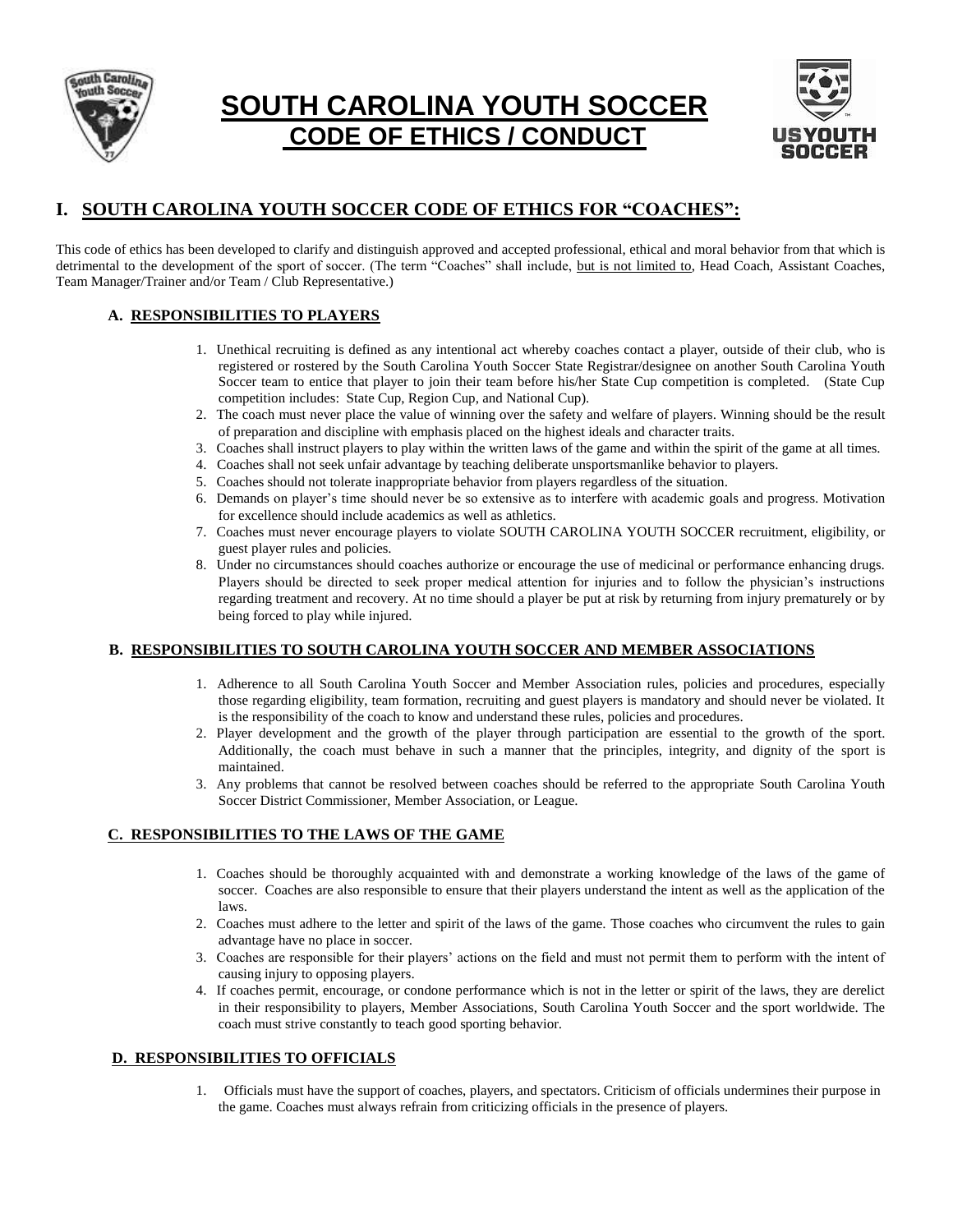# SOUTH CAROLINA YOUTH SOCCER
## CODE OF ETHICS / CONDUCT

## I. SOUTH CAROLINA YOUTH SOCCER CODE OF ETHICS FOR "COACHES":

This code of ethics has been developed to clarify and distinguish approved and accepted professional, ethical and moral behavior from that which is detrimental to the development of the sport of soccer. (The term "Coaches" shall include, but is not limited to, Head Coach, Assistant Coaches, Team Manager/Trainer and/or Team / Club Representative.)

### A. RESPONSIBILITIES TO PLAYERS

1. Unethical recruiting is defined as any intentional act whereby coaches contact a player, outside of their club, who is registered or rostered by the South Carolina Youth Soccer State Registrar/designee on another South Carolina Youth Soccer team to entice that player to join their team before his/her State Cup competition is completed. (State Cup competition includes: State Cup, Region Cup, and National Cup).
2. The coach must never place the value of winning over the safety and welfare of players. Winning should be the result of preparation and discipline with emphasis placed on the highest ideals and character traits.
3. Coaches shall instruct players to play within the written laws of the game and within the spirit of the game at all times.
4. Coaches shall not seek unfair advantage by teaching deliberate unsportsmanlike behavior to players.
5. Coaches should not tolerate inappropriate behavior from players regardless of the situation.
6. Demands on player's time should never be so extensive as to interfere with academic goals and progress. Motivation for excellence should include academics as well as athletics.
7. Coaches must never encourage players to violate SOUTH CAROLINA YOUTH SOCCER recruitment, eligibility, or guest player rules and policies.
8. Under no circumstances should coaches authorize or encourage the use of medicinal or performance enhancing drugs. Players should be directed to seek proper medical attention for injuries and to follow the physician's instructions regarding treatment and recovery. At no time should a player be put at risk by returning from injury prematurely or by being forced to play while injured.

### B. RESPONSIBILITIES TO SOUTH CAROLINA YOUTH SOCCER AND MEMBER ASSOCIATIONS

1. Adherence to all South Carolina Youth Soccer and Member Association rules, policies and procedures, especially those regarding eligibility, team formation, recruiting and guest players is mandatory and should never be violated. It is the responsibility of the coach to know and understand these rules, policies and procedures.
2. Player development and the growth of the player through participation are essential to the growth of the sport. Additionally, the coach must behave in such a manner that the principles, integrity, and dignity of the sport is maintained.
3. Any problems that cannot be resolved between coaches should be referred to the appropriate South Carolina Youth Soccer District Commissioner, Member Association, or League.

### C. RESPONSIBILITIES TO THE LAWS OF THE GAME

1. Coaches should be thoroughly acquainted with and demonstrate a working knowledge of the laws of the game of soccer. Coaches are also responsible to ensure that their players understand the intent as well as the application of the laws.
2. Coaches must adhere to the letter and spirit of the laws of the game. Those coaches who circumvent the rules to gain advantage have no place in soccer.
3. Coaches are responsible for their players' actions on the field and must not permit them to perform with the intent of causing injury to opposing players.
4. If coaches permit, encourage, or condone performance which is not in the letter or spirit of the laws, they are derelict in their responsibility to players, Member Associations, South Carolina Youth Soccer and the sport worldwide. The coach must strive constantly to teach good sporting behavior.

### D. RESPONSIBILITIES TO OFFICIALS

1. Officials must have the support of coaches, players, and spectators. Criticism of officials undermines their purpose in the game. Coaches must always refrain from criticizing officials in the presence of players.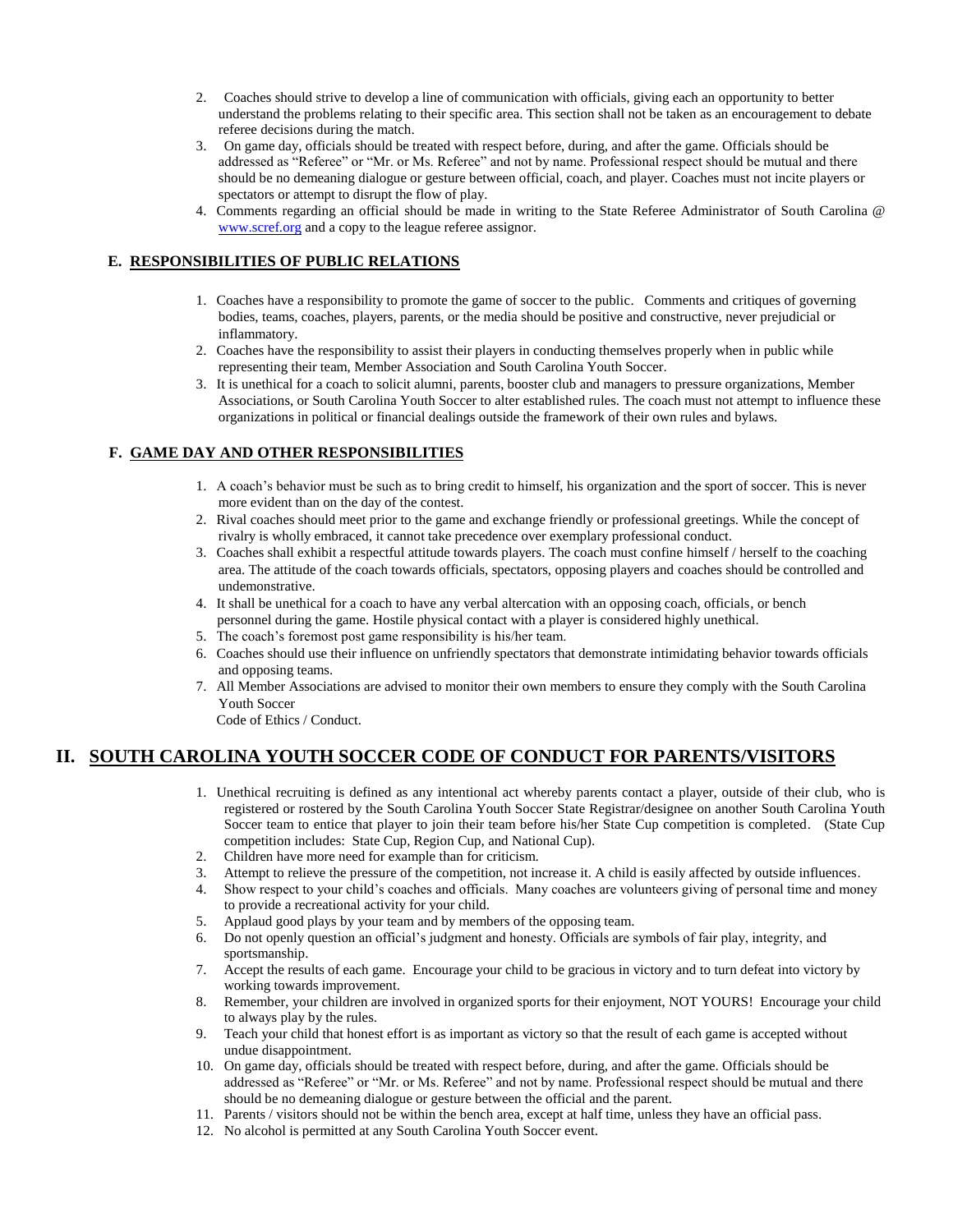2. Coaches should strive to develop a line of communication with officials, giving each an opportunity to better understand the problems relating to their specific area. This section shall not be taken as an encouragement to debate referee decisions during the match.
3. On game day, officials should be treated with respect before, during, and after the game. Officials should be addressed as "Referee" or "Mr. or Ms. Referee" and not by name. Professional respect should be mutual and there should be no demeaning dialogue or gesture between official, coach, and player. Coaches must not incite players or spectators or attempt to disrupt the flow of play.
4. Comments regarding an official should be made in writing to the State Referee Administrator of South Carolina @ www.scref.org and a copy to the league referee assignor.

### E. RESPONSIBILITIES OF PUBLIC RELATIONS

1. Coaches have a responsibility to promote the game of soccer to the public. Comments and critiques of governing bodies, teams, coaches, players, parents, or the media should be positive and constructive, never prejudicial or inflammatory.
2. Coaches have the responsibility to assist their players in conducting themselves properly when in public while representing their team, Member Association and South Carolina Youth Soccer.
3. It is unethical for a coach to solicit alumni, parents, booster club and managers to pressure organizations, Member Associations, or South Carolina Youth Soccer to alter established rules. The coach must not attempt to influence these organizations in political or financial dealings outside the framework of their own rules and bylaws.

### F. GAME DAY AND OTHER RESPONSIBILITIES

1. A coach's behavior must be such as to bring credit to himself, his organization and the sport of soccer. This is never more evident than on the day of the contest.
2. Rival coaches should meet prior to the game and exchange friendly or professional greetings. While the concept of rivalry is wholly embraced, it cannot take precedence over exemplary professional conduct.
3. Coaches shall exhibit a respectful attitude towards players. The coach must confine himself / herself to the coaching area. The attitude of the coach towards officials, spectators, opposing players and coaches should be controlled and undemonstrative.
4. It shall be unethical for a coach to have any verbal altercation with an opposing coach, officials, or bench personnel during the game. Hostile physical contact with a player is considered highly unethical.
5. The coach's foremost post game responsibility is his/her team.
6. Coaches should use their influence on unfriendly spectators that demonstrate intimidating behavior towards officials and opposing teams.
7. All Member Associations are advised to monitor their own members to ensure they comply with the South Carolina Youth Soccer
   Code of Ethics / Conduct.

## II. SOUTH CAROLINA YOUTH SOCCER CODE OF CONDUCT FOR PARENTS/VISITORS

1. Unethical recruiting is defined as any intentional act whereby parents contact a player, outside of their club, who is registered or rostered by the South Carolina Youth Soccer State Registrar/designee on another South Carolina Youth Soccer team to entice that player to join their team before his/her State Cup competition is completed. (State Cup competition includes: State Cup, Region Cup, and National Cup).
2. Children have more need for example than for criticism.
3. Attempt to relieve the pressure of the competition, not increase it. A child is easily affected by outside influences.
4. Show respect to your child's coaches and officials. Many coaches are volunteers giving of personal time and money to provide a recreational activity for your child.
5. Applaud good plays by your team and by members of the opposing team.
6. Do not openly question an official's judgment and honesty. Officials are symbols of fair play, integrity, and sportsmanship.
7. Accept the results of each game. Encourage your child to be gracious in victory and to turn defeat into victory by working towards improvement.
8. Remember, your children are involved in organized sports for their enjoyment, NOT YOURS! Encourage your child to always play by the rules.
9. Teach your child that honest effort is as important as victory so that the result of each game is accepted without undue disappointment.
10. On game day, officials should be treated with respect before, during, and after the game. Officials should be addressed as "Referee" or "Mr. or Ms. Referee" and not by name. Professional respect should be mutual and there should be no demeaning dialogue or gesture between the official and the parent.
11. Parents / visitors should not be within the bench area, except at half time, unless they have an official pass.
12. No alcohol is permitted at any South Carolina Youth Soccer event.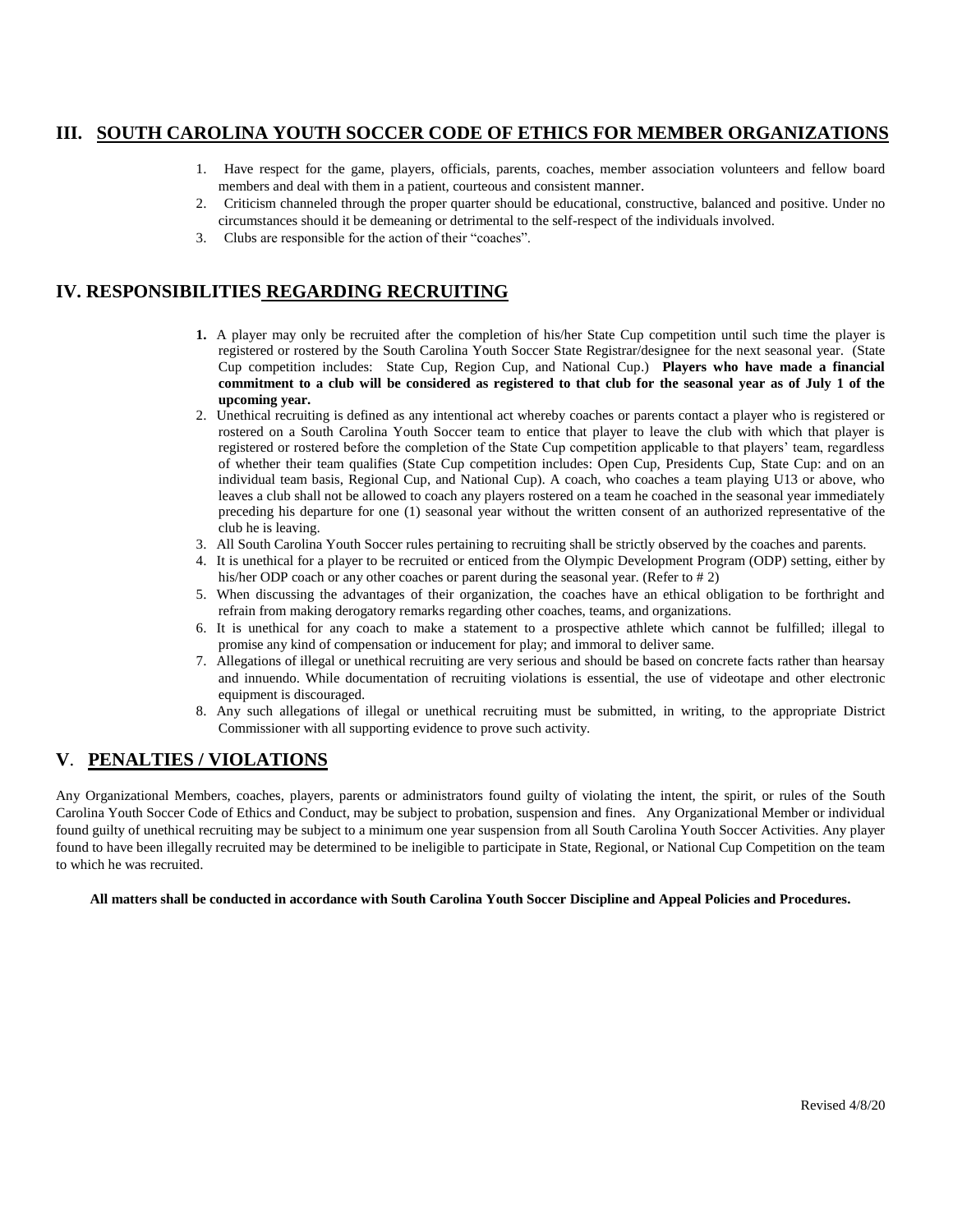## III. SOUTH CAROLINA YOUTH SOCCER CODE OF ETHICS FOR MEMBER ORGANIZATIONS

1. Have respect for the game, players, officials, parents, coaches, member association volunteers and fellow board members and deal with them in a patient, courteous and consistent manner.
2. Criticism channeled through the proper quarter should be educational, constructive, balanced and positive. Under no circumstances should it be demeaning or detrimental to the self-respect of the individuals involved.
3. Clubs are responsible for the action of their "coaches".

## IV. RESPONSIBILITIES REGARDING RECRUITING

1. A player may only be recruited after the completion of his/her State Cup competition until such time the player is registered or rostered by the South Carolina Youth Soccer State Registrar/designee for the next seasonal year. (State Cup competition includes: State Cup, Region Cup, and National Cup.) **Players who have made a financial commitment to a club will be considered as registered to that club for the seasonal year as of July 1 of the upcoming year.**
2. Unethical recruiting is defined as any intentional act whereby coaches or parents contact a player who is registered or rostered on a South Carolina Youth Soccer team to entice that player to leave the club with which that player is registered or rostered before the completion of the State Cup competition applicable to that players' team, regardless of whether their team qualifies (State Cup competition includes: Open Cup, Presidents Cup, State Cup: and on an individual team basis, Regional Cup, and National Cup). A coach, who coaches a team playing U13 or above, who leaves a club shall not be allowed to coach any players rostered on a team he coached in the seasonal year immediately preceding his departure for one (1) seasonal year without the written consent of an authorized representative of the club he is leaving.
3. All South Carolina Youth Soccer rules pertaining to recruiting shall be strictly observed by the coaches and parents.
4. It is unethical for a player to be recruited or enticed from the Olympic Development Program (ODP) setting, either by his/her ODP coach or any other coaches or parent during the seasonal year. (Refer to # 2)
5. When discussing the advantages of their organization, the coaches have an ethical obligation to be forthright and refrain from making derogatory remarks regarding other coaches, teams, and organizations.
6. It is unethical for any coach to make a statement to a prospective athlete which cannot be fulfilled; illegal to promise any kind of compensation or inducement for play; and immoral to deliver same.
7. Allegations of illegal or unethical recruiting are very serious and should be based on concrete facts rather than hearsay and innuendo. While documentation of recruiting violations is essential, the use of videotape and other electronic equipment is discouraged.
8. Any such allegations of illegal or unethical recruiting must be submitted, in writing, to the appropriate District Commissioner with all supporting evidence to prove such activity.

## V. PENALTIES / VIOLATIONS

Any Organizational Members, coaches, players, parents or administrators found guilty of violating the intent, the spirit, or rules of the South Carolina Youth Soccer Code of Ethics and Conduct, may be subject to probation, suspension and fines. Any Organizational Member or individual found guilty of unethical recruiting may be subject to a minimum one year suspension from all South Carolina Youth Soccer Activities. Any player found to have been illegally recruited may be determined to be ineligible to participate in State, Regional, or National Cup Competition on the team to which he was recruited.

**All matters shall be conducted in accordance with South Carolina Youth Soccer Discipline and Appeal Policies and Procedures.**

Revised 4/8/20